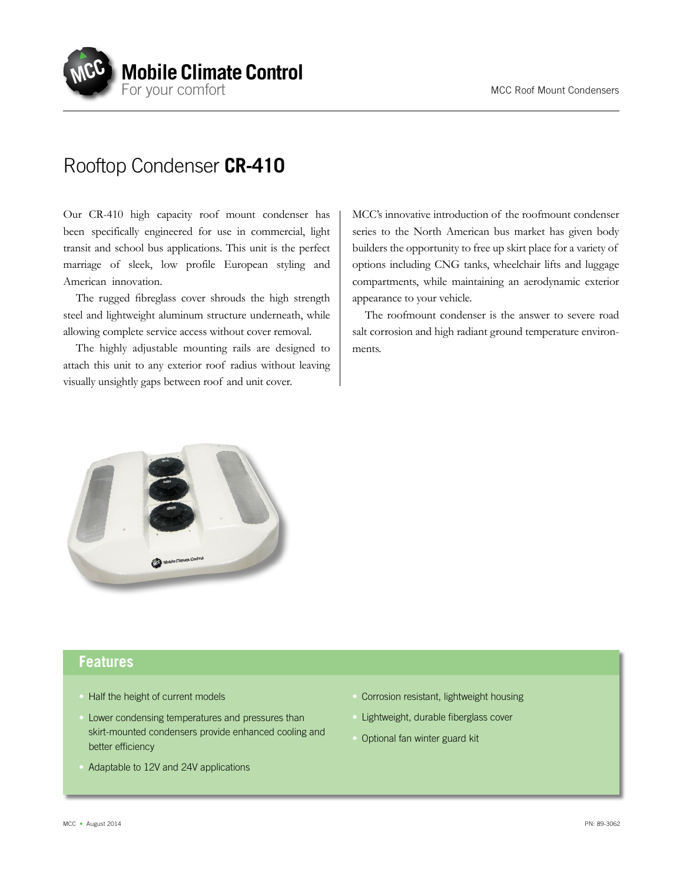# Rooftop Condenser **CR-410**

Our CR-410 high capacity roof mount condenser has been specifically engineered for use in commercial, light transit and school bus applications. This unit is the perfect marriage of sleek, low profile European styling and American innovation.

The rugged fibreglass cover shrouds the high strength steel and lightweight aluminum structure underneath, while allowing complete service access without cover removal.

The highly adjustable mounting rails are designed to attach this unit to any exterior roof radius without leaving visually unsightly gaps between roof and unit cover.

MCC's innovative introduction of the roofmount condenser series to the North American bus market has given body builders the opportunity to free up skirt place for a variety of options including CNG tanks, wheelchair lifts and luggage compartments, while maintaining an aerodynamic exterior appearance to your vehicle.

The roofmount condenser is the answer to severe road salt corrosion and high radiant ground temperature environments.

## Features

- Half the height of current models
- Lower condensing temperatures and pressures than skirt-mounted condensers provide enhanced cooling and better efficiency
- Adaptable to 12V and 24V applications
- Corrosion resistant, lightweight housing
- Lightweight, durable fiberglass cover
- Optional fan winter guard kit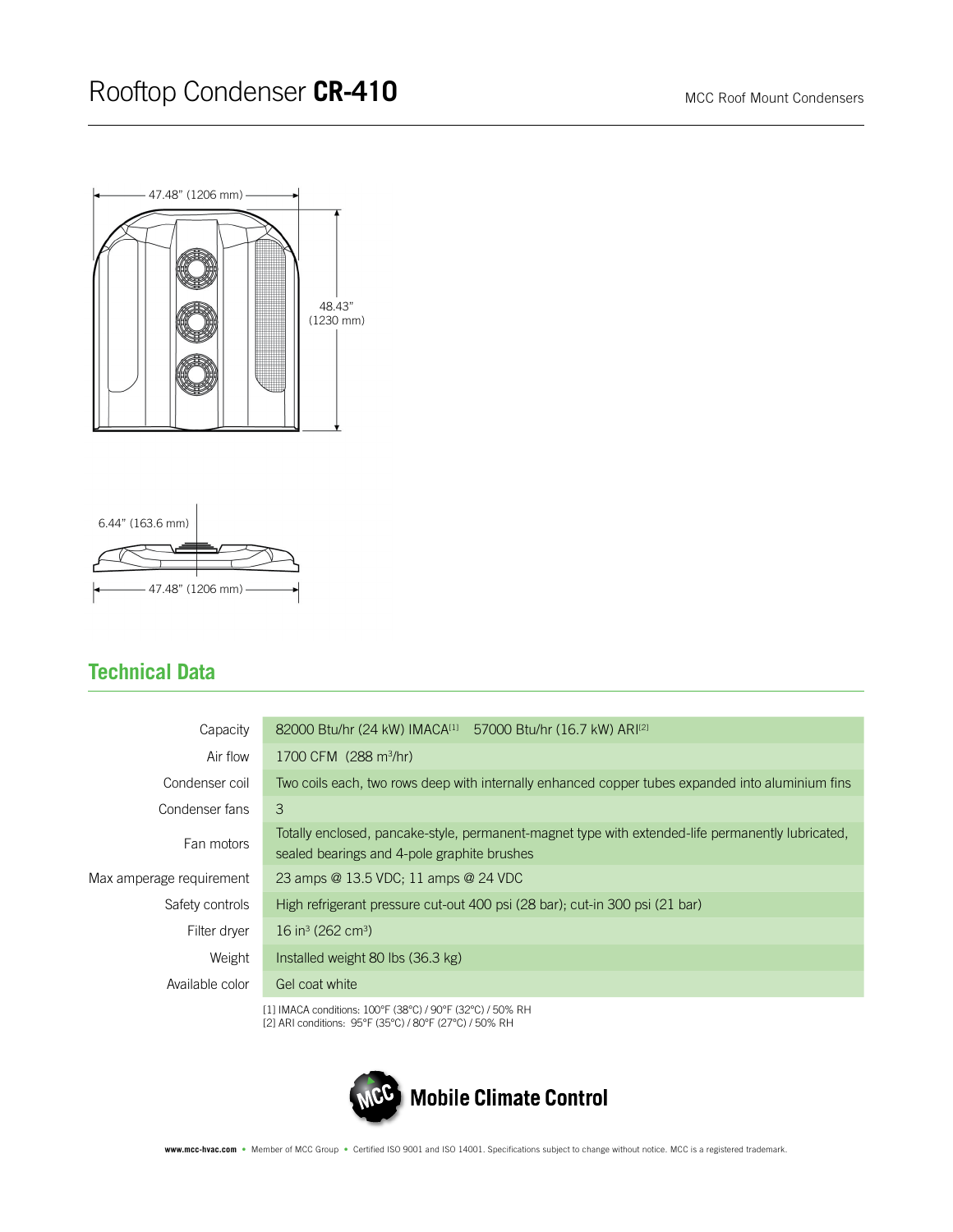# Rooftop Condenser **CR-410**

MCC Roof Mount Condensers

47.48" (1206 mm)

48.43"
(1230 mm)

6.44" (163.6 mm)

47.48" (1206 mm)

## Technical Data

| | |
|---|---|
| Capacity | 82000 Btu/hr (24 kW) IMACA[1] 57000 Btu/hr (16.7 kW) ARI[2] |
| Air flow | 1700 CFM (288 m$^3$/hr) |
| Condenser coil | Two coils each, two rows deep with internally enhanced copper tubes expanded into aluminium fins |
| Condenser fans | 3 |
| Fan motors | Totally enclosed, pancake-style, permanent-magnet type with extended-life permanently lubricated, sealed bearings and 4-pole graphite brushes |
| Max amperage requirement | 23 amps @ 13.5 VDC; 11 amps @ 24 VDC |
| Safety controls | High refrigerant pressure cut-out 400 psi (28 bar); cut-in 300 psi (21 bar) |
| Filter dryer | 16 in$^3$ (262 cm$^3$) |
| Weight | Installed weight 80 lbs (36.3 kg) |
| Available color | Gel coat white |

[1] IMACA conditions: 100°F (38°C) / 90°F (32°C) / 50% RH
[2] ARI conditions: 95°F (35°C) / 80°F (27°C) / 50% RH

**Mobile Climate Control**

**www.mcc-hvac.com** • Member of MCC Group • Certified ISO 9001 and ISO 14001. Specifications subject to change without notice. MCC is a registered trademark.